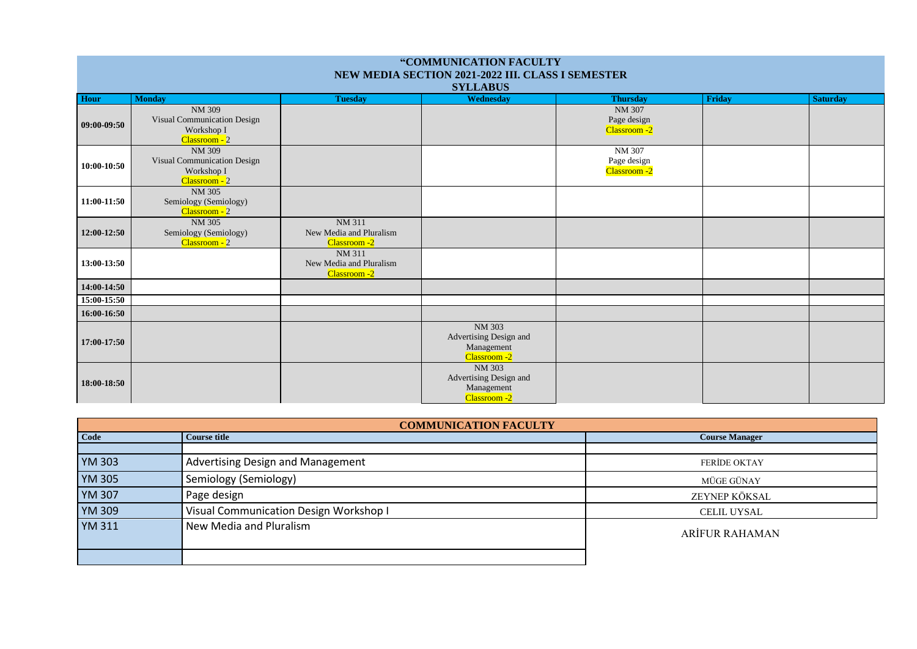# "COMMUNICATION FACULTY
## NEW MEDIA SECTION 2021-2022 III. CLASS I SEMESTER
## SYLLABUS

| Hour | Monday | Tuesday | Wednesday | Thursday | Friday | Saturday |
|---|---|---|---|---|---|---|
| 09:00-09:50 | NM 309 Visual Communication Design Workshop I Classroom - 2 | | | NM 307 Page design Classroom -2 | | |
| 10:00-10:50 | NM 309 Visual Communication Design Workshop I Classroom - 2 | | | NM 307 Page design Classroom -2 | | |
| 11:00-11:50 | NM 305 Semiology (Semiology) Classroom - 2 | | | | | |
| 12:00-12:50 | NM 305 Semiology (Semiology) Classroom - 2 | NM 311 New Media and Pluralism Classroom -2 | | | | |
| 13:00-13:50 | | NM 311 New Media and Pluralism Classroom -2 | | | | |
| 14:00-14:50 | | | | | | |
| 15:00-15:50 | | | | | | |
| 16:00-16:50 | | | | | | |
| 17:00-17:50 | | | NM 303 Advertising Design and Management Classroom -2 | | | |
| 18:00-18:50 | | | NM 303 Advertising Design and Management Classroom -2 | | | |

## COMMUNICATION FACULTY

| Code | Course title | Course Manager |
|---|---|---|
| | | |
| YM 303 | Advertising Design and Management | FERİDE OKTAY |
| YM 305 | Semiology (Semiology) | MÜGE GÜNAY |
| YM 307 | Page design | ZEYNEP KÖKSAL |
| YM 309 | Visual Communication Design Workshop I | CELIL UYSAL |
| YM 311 | New Media and Pluralism | ARİFUR RAHAMAN |
| | | |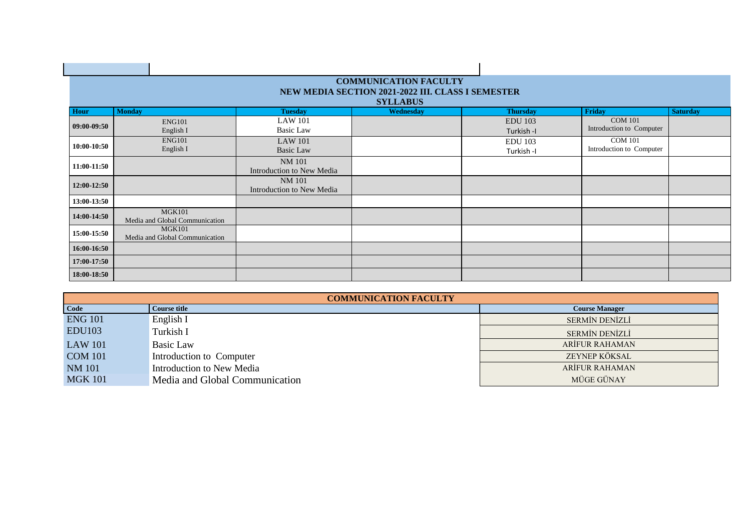# COMMUNICATION FACULTY

## NEW MEDIA SECTION 2021-2022 III. CLASS I SEMESTER

### SYLLABUS

| Hour | Monday | Tuesday | Wednesday | Thursday | Friday | Saturday |
|---|---|---|---|---|---|---|
| 09:00-09:50 | ENG101 English I | LAW 101 Basic Law | | EDU 103 Turkish -I | COM 101 Introduction to Computer | |
| 10:00-10:50 | ENG101 English I | LAW 101 Basic Law | | EDU 103 Turkish -I | COM 101 Introduction to Computer | |
| 11:00-11:50 | | NM 101 Introduction to New Media | | | | |
| 12:00-12:50 | | NM 101 Introduction to New Media | | | | |
| 13:00-13:50 | | | | | | |
| 14:00-14:50 | MGK101 Media and Global Communication | | | | | |
| 15:00-15:50 | MGK101 Media and Global Communication | | | | | |
| 16:00-16:50 | | | | | | |
| 17:00-17:50 | | | | | | |
| 18:00-18:50 | | | | | | |

## COMMUNICATION FACULTY

| Code | Course title | Course Manager |
|---|---|---|
| ENG 101 | English I | SERMİN DENİZLİ |
| EDU103 | Turkish I | SERMİN DENİZLİ |
| LAW 101 | Basic Law | ARİFUR RAHAMAN |
| COM 101 | Introduction to Computer | ZEYNEP KÖKSAL |
| NM 101 | Introduction to New Media | ARİFUR RAHAMAN |
| MGK 101 | Media and Global Communication | MÜGE GÜNAY |